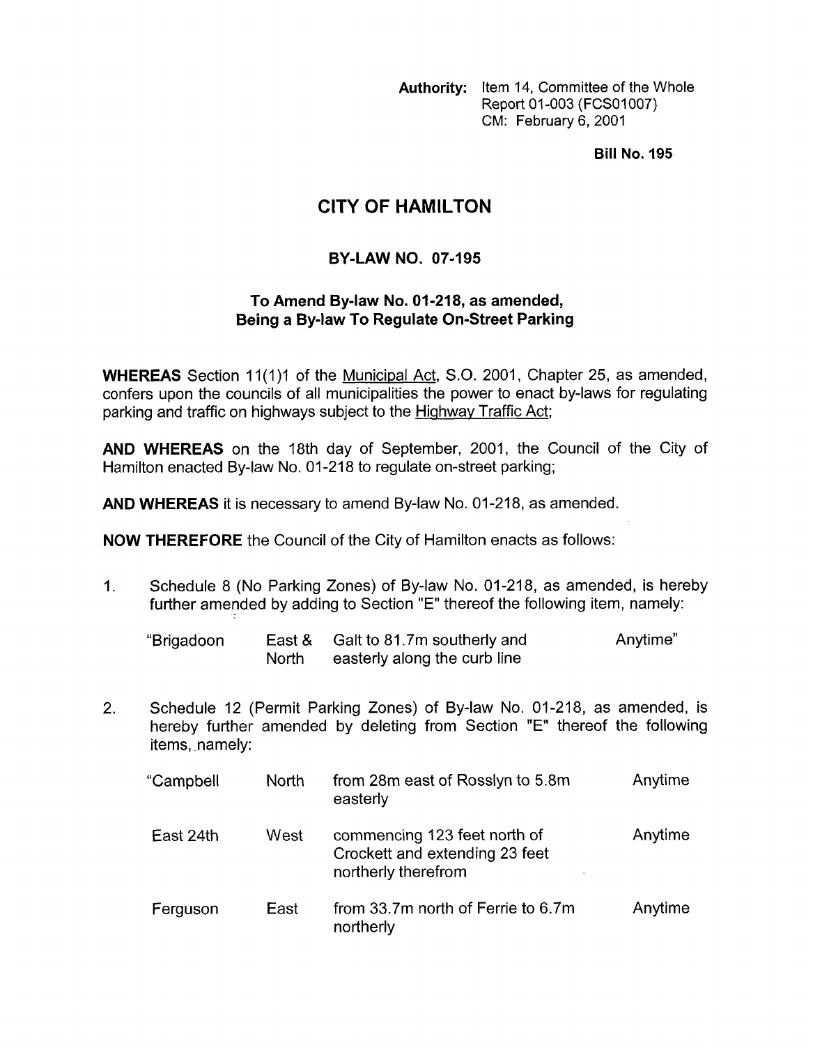**Authority:** Item 14, Committee of the Whole
Report 01-003 (FCS01007)
CM: February 6, 2001

**Bill No. 195**

# CITY OF HAMILTON

## BY-LAW NO. 07-195

### To Amend By-law No. 01-218, as amended, Being a By-law To Regulate On-Street Parking

**WHEREAS** Section 11(1)1 of the Municipal Act, S.O. 2001, Chapter 25, as amended, confers upon the councils of all municipalities the power to enact by-laws for regulating parking and traffic on highways subject to the Highway Traffic Act;

**AND WHEREAS** on the 18th day of September, 2001, the Council of the City of Hamilton enacted By-law No. 01-218 to regulate on-street parking;

**AND WHEREAS** it is necessary to amend By-law No. 01-218, as amended.

**NOW THEREFORE** the Council of the City of Hamilton enacts as follows:

1. Schedule 8 (No Parking Zones) of By-law No. 01-218, as amended, is hereby further amended by adding to Section "E" thereof the following item, namely:

| | | | |
|---|---|---|---|
| "Brigadoon | East & North | Galt to 81.7m southerly and easterly along the curb line | Anytime" |

2. Schedule 12 (Permit Parking Zones) of By-law No. 01-218, as amended, is hereby further amended by deleting from Section "E" thereof the following items, namely:

| | | | |
|---|---|---|---|
| "Campbell | North | from 28m east of Rosslyn to 5.8m easterly | Anytime |
| East 24th | West | commencing 123 feet north of Crockett and extending 23 feet northerly therefrom | Anytime |
| Ferguson | East | from 33.7m north of Ferrie to 6.7m northerly | Anytime |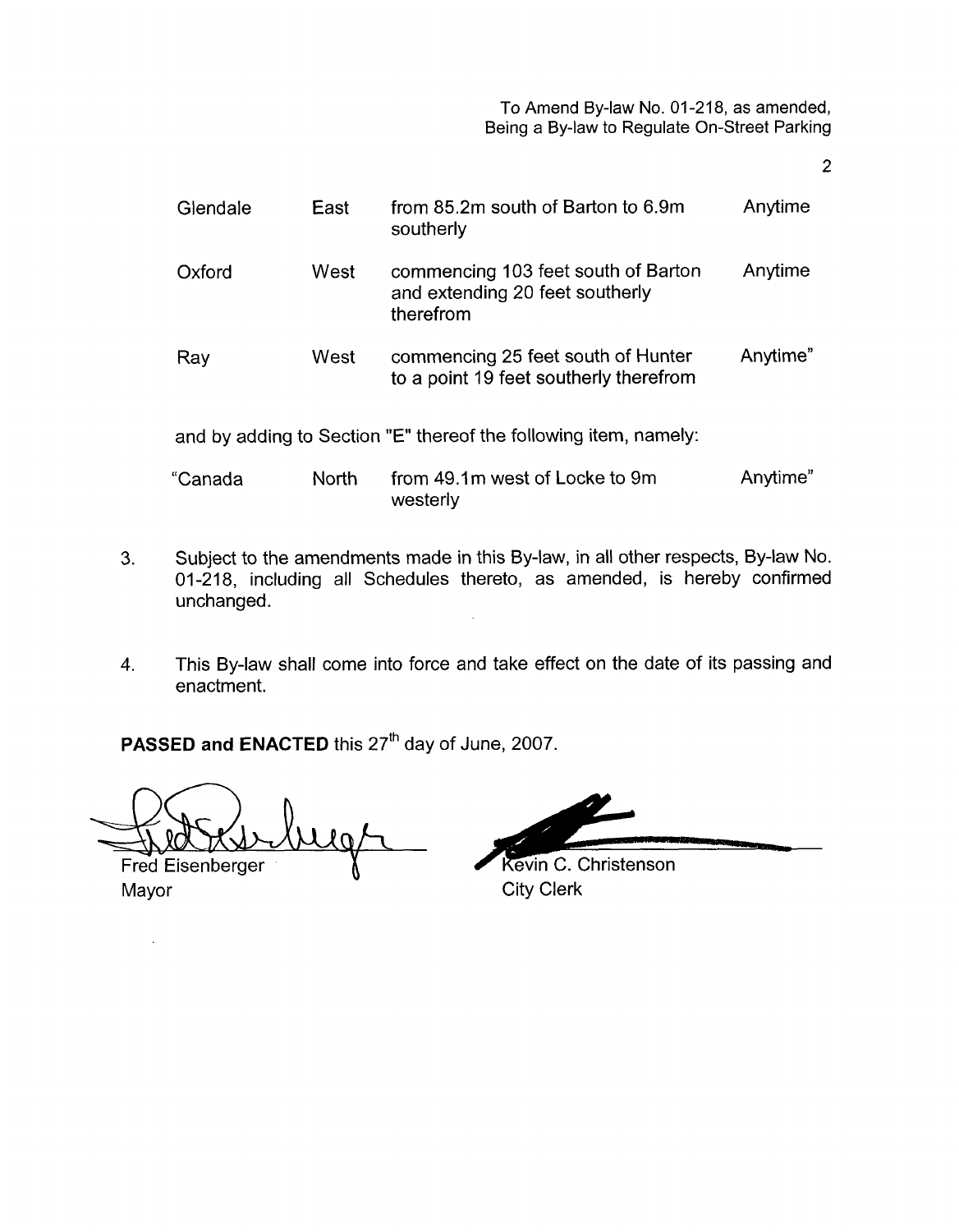| | | | |
|---|---|---|---|
| Glendale | East | from 85.2m south of Barton to 6.9m southerly | Anytime |
| Oxford | West | commencing 103 feet south of Barton and extending 20 feet southerly therefrom | Anytime |
| Ray | West | commencing 25 feet south of Hunter to a point 19 feet southerly therefrom | Anytime" |

and by adding to Section "E" thereof the following item, namely:

| | | | |
|---|---|---|---|
| "Canada | North | from 49.1m west of Locke to 9m westerly | Anytime" |

3. Subject to the amendments made in this By-law, in all other respects, By-law No. 01-218, including all Schedules thereto, as amended, is hereby confirmed unchanged.

4. This By-law shall come into force and take effect on the date of its passing and enactment.

**PASSED and ENACTED** this 27th day of June, 2007.

Fred Eisenberger
Mayor

Kevin C. Christenson
City Clerk